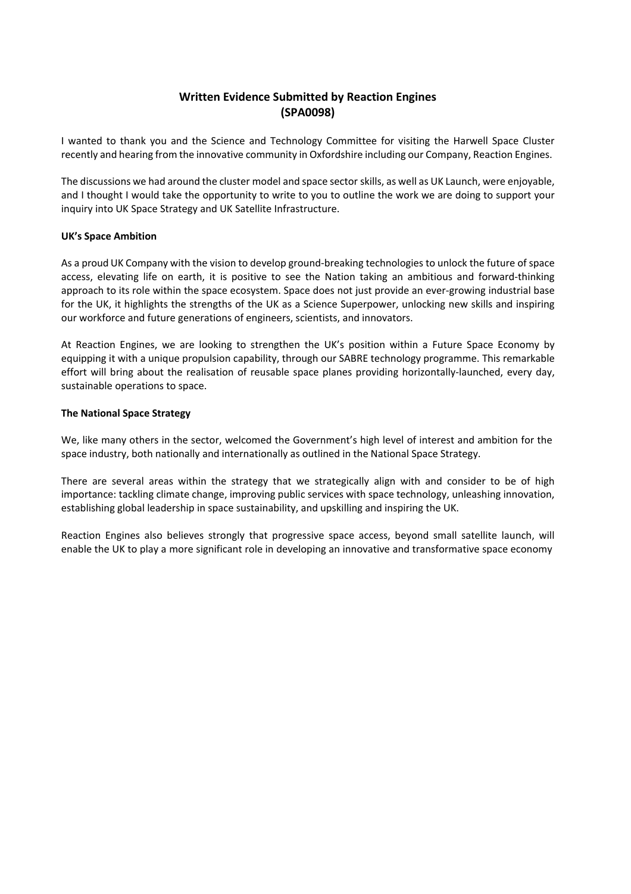# Written Evidence Submitted by Reaction Engines (SPA0098)

I wanted to thank you and the Science and Technology Committee for visiting the Harwell Space Cluster recently and hearing from the innovative community in Oxfordshire including our Company, Reaction Engines.

The discussions we had around the cluster model and space sector skills, as well as UK Launch, were enjoyable, and I thought I would take the opportunity to write to you to outline the work we are doing to support your inquiry into UK Space Strategy and UK Satellite Infrastructure.

**UK's Space Ambition**

As a proud UK Company with the vision to develop ground-breaking technologies to unlock the future of space access, elevating life on earth, it is positive to see the Nation taking an ambitious and forward-thinking approach to its role within the space ecosystem. Space does not just provide an ever-growing industrial base for the UK, it highlights the strengths of the UK as a Science Superpower, unlocking new skills and inspiring our workforce and future generations of engineers, scientists, and innovators.

At Reaction Engines, we are looking to strengthen the UK's position within a Future Space Economy by equipping it with a unique propulsion capability, through our SABRE technology programme. This remarkable effort will bring about the realisation of reusable space planes providing horizontally-launched, every day, sustainable operations to space.

**The National Space Strategy**

We, like many others in the sector, welcomed the Government's high level of interest and ambition for the space industry, both nationally and internationally as outlined in the National Space Strategy.

There are several areas within the strategy that we strategically align with and consider to be of high importance: tackling climate change, improving public services with space technology, unleashing innovation, establishing global leadership in space sustainability, and upskilling and inspiring the UK.

Reaction Engines also believes strongly that progressive space access, beyond small satellite launch, will enable the UK to play a more significant role in developing an innovative and transformative space economy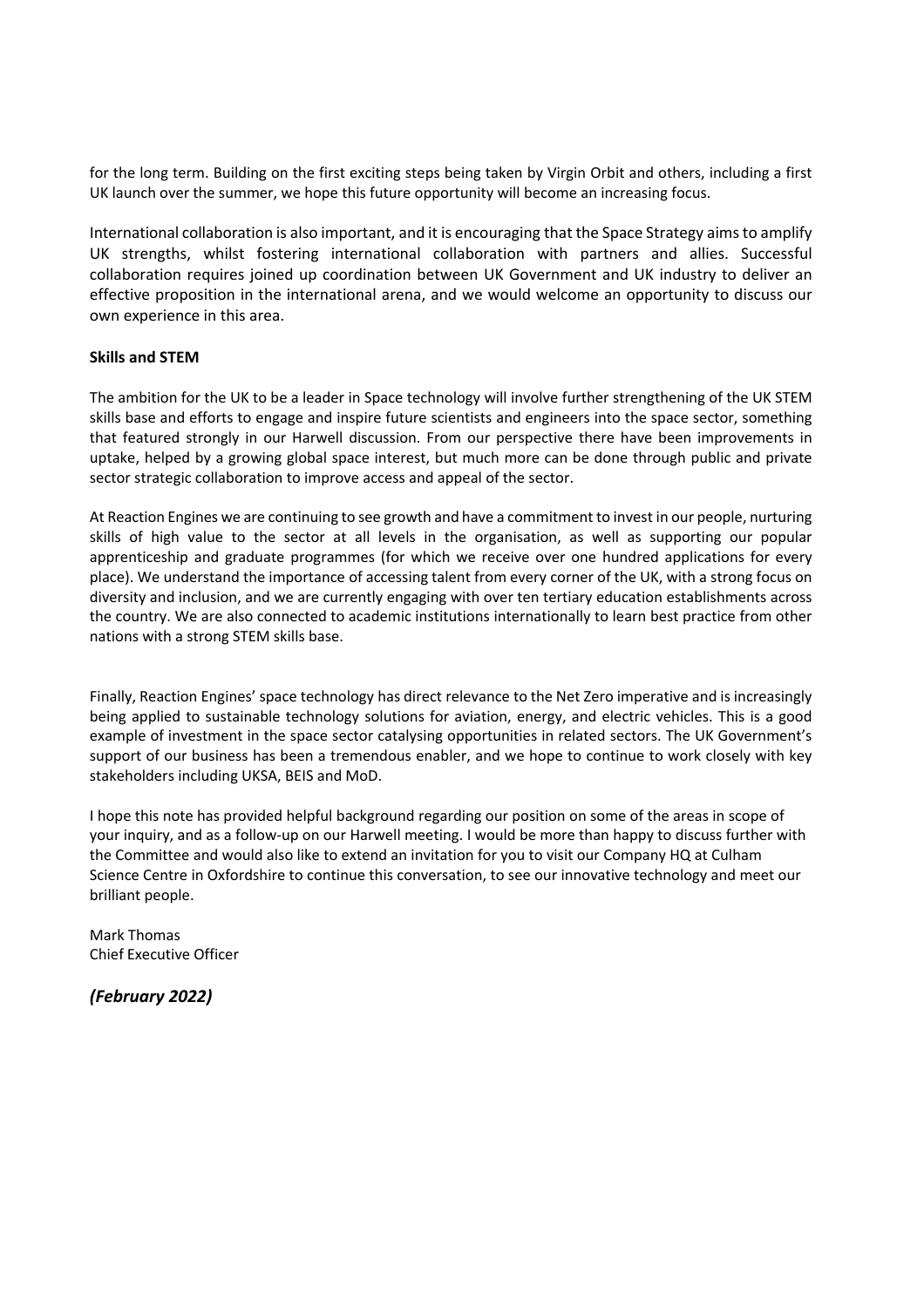for the long term. Building on the first exciting steps being taken by Virgin Orbit and others, including a first UK launch over the summer, we hope this future opportunity will become an increasing focus.

International collaboration is also important, and it is encouraging that the Space Strategy aims to amplify UK strengths, whilst fostering international collaboration with partners and allies. Successful collaboration requires joined up coordination between UK Government and UK industry to deliver an effective proposition in the international arena, and we would welcome an opportunity to discuss our own experience in this area.

**Skills and STEM**

The ambition for the UK to be a leader in Space technology will involve further strengthening of the UK STEM skills base and efforts to engage and inspire future scientists and engineers into the space sector, something that featured strongly in our Harwell discussion. From our perspective there have been improvements in uptake, helped by a growing global space interest, but much more can be done through public and private sector strategic collaboration to improve access and appeal of the sector.

At Reaction Engines we are continuing to see growth and have a commitment to invest in our people, nurturing skills of high value to the sector at all levels in the organisation, as well as supporting our popular apprenticeship and graduate programmes (for which we receive over one hundred applications for every place). We understand the importance of accessing talent from every corner of the UK, with a strong focus on diversity and inclusion, and we are currently engaging with over ten tertiary education establishments across the country. We are also connected to academic institutions internationally to learn best practice from other nations with a strong STEM skills base.

Finally, Reaction Engines' space technology has direct relevance to the Net Zero imperative and is increasingly being applied to sustainable technology solutions for aviation, energy, and electric vehicles. This is a good example of investment in the space sector catalysing opportunities in related sectors. The UK Government's support of our business has been a tremendous enabler, and we hope to continue to work closely with key stakeholders including UKSA, BEIS and MoD.

I hope this note has provided helpful background regarding our position on some of the areas in scope of your inquiry, and as a follow-up on our Harwell meeting. I would be more than happy to discuss further with the Committee and would also like to extend an invitation for you to visit our Company HQ at Culham Science Centre in Oxfordshire to continue this conversation, to see our innovative technology and meet our brilliant people.

Mark Thomas
Chief Executive Officer

***(February 2022)***